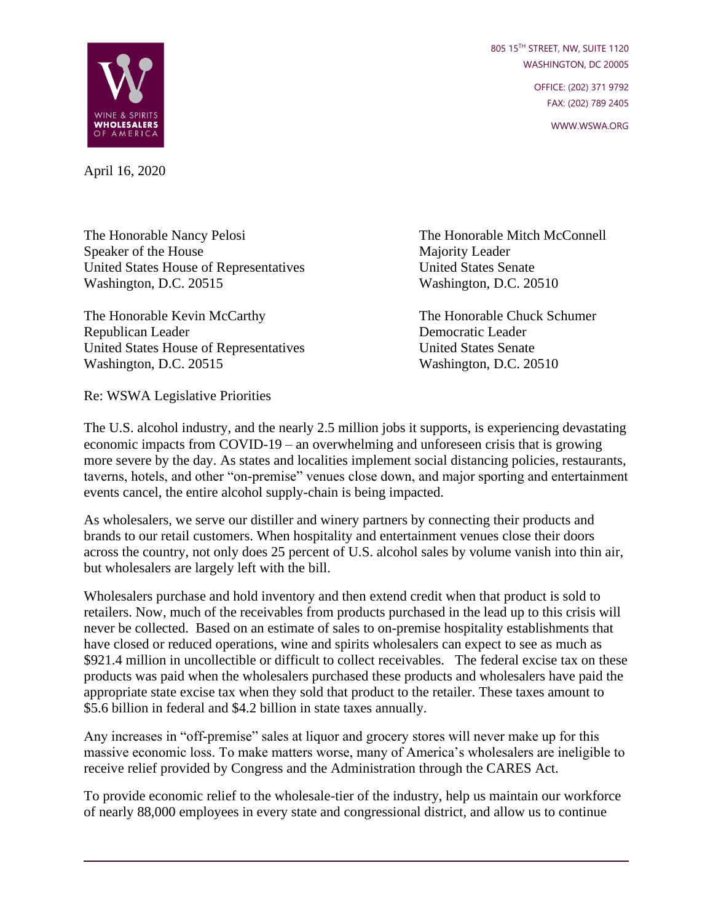WINE & SPIRITS WHOLESALERS OF AMERICA

805 15TH STREET, NW, SUITE 1120
WASHINGTON, DC 20005

OFFICE: (202) 371 9792
FAX: (202) 789 2405

WWW.WSWA.ORG

April 16, 2020

The Honorable Nancy Pelosi
Speaker of the House
United States House of Representatives
Washington, D.C. 20515

The Honorable Mitch McConnell
Majority Leader
United States Senate
Washington, D.C. 20510

The Honorable Kevin McCarthy
Republican Leader
United States House of Representatives
Washington, D.C. 20515

The Honorable Chuck Schumer
Democratic Leader
United States Senate
Washington, D.C. 20510

Re: WSWA Legislative Priorities

The U.S. alcohol industry, and the nearly 2.5 million jobs it supports, is experiencing devastating economic impacts from COVID-19 – an overwhelming and unforeseen crisis that is growing more severe by the day. As states and localities implement social distancing policies, restaurants, taverns, hotels, and other "on-premise" venues close down, and major sporting and entertainment events cancel, the entire alcohol supply-chain is being impacted.

As wholesalers, we serve our distiller and winery partners by connecting their products and brands to our retail customers. When hospitality and entertainment venues close their doors across the country, not only does 25 percent of U.S. alcohol sales by volume vanish into thin air, but wholesalers are largely left with the bill.

Wholesalers purchase and hold inventory and then extend credit when that product is sold to retailers. Now, much of the receivables from products purchased in the lead up to this crisis will never be collected. Based on an estimate of sales to on-premise hospitality establishments that have closed or reduced operations, wine and spirits wholesalers can expect to see as much as $921.4 million in uncollectible or difficult to collect receivables. The federal excise tax on these products was paid when the wholesalers purchased these products and wholesalers have paid the appropriate state excise tax when they sold that product to the retailer. These taxes amount to $5.6 billion in federal and $4.2 billion in state taxes annually.

Any increases in "off-premise" sales at liquor and grocery stores will never make up for this massive economic loss. To make matters worse, many of America's wholesalers are ineligible to receive relief provided by Congress and the Administration through the CARES Act.

To provide economic relief to the wholesale-tier of the industry, help us maintain our workforce of nearly 88,000 employees in every state and congressional district, and allow us to continue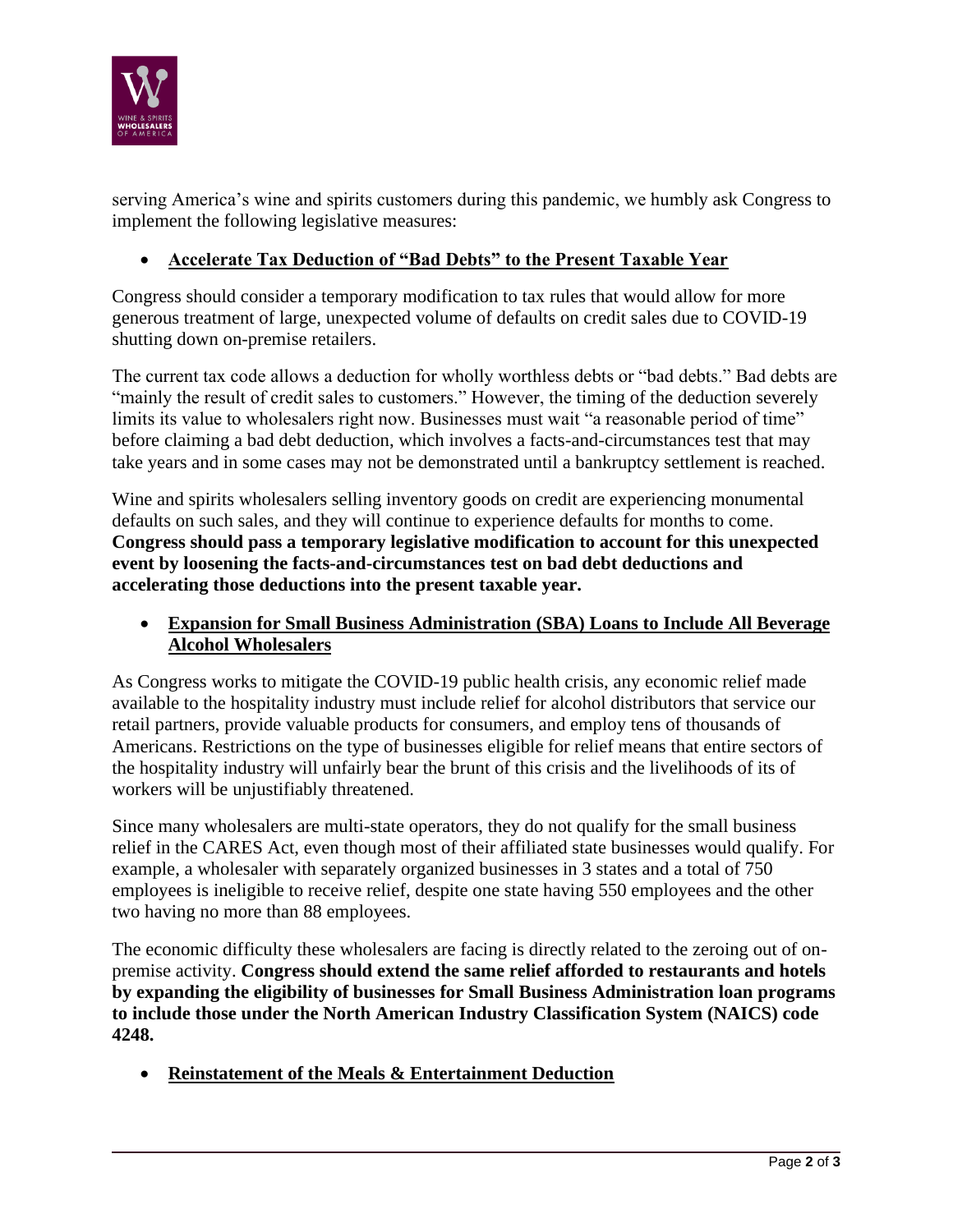serving America's wine and spirits customers during this pandemic, we humbly ask Congress to implement the following legislative measures:

- **Accelerate Tax Deduction of "Bad Debts" to the Present Taxable Year**

Congress should consider a temporary modification to tax rules that would allow for more generous treatment of large, unexpected volume of defaults on credit sales due to COVID-19 shutting down on-premise retailers.

The current tax code allows a deduction for wholly worthless debts or "bad debts." Bad debts are "mainly the result of credit sales to customers." However, the timing of the deduction severely limits its value to wholesalers right now. Businesses must wait "a reasonable period of time" before claiming a bad debt deduction, which involves a facts-and-circumstances test that may take years and in some cases may not be demonstrated until a bankruptcy settlement is reached.

Wine and spirits wholesalers selling inventory goods on credit are experiencing monumental defaults on such sales, and they will continue to experience defaults for months to come. **Congress should pass a temporary legislative modification to account for this unexpected event by loosening the facts-and-circumstances test on bad debt deductions and accelerating those deductions into the present taxable year.**

- **Expansion for Small Business Administration (SBA) Loans to Include All Beverage Alcohol Wholesalers**

As Congress works to mitigate the COVID-19 public health crisis, any economic relief made available to the hospitality industry must include relief for alcohol distributors that service our retail partners, provide valuable products for consumers, and employ tens of thousands of Americans. Restrictions on the type of businesses eligible for relief means that entire sectors of the hospitality industry will unfairly bear the brunt of this crisis and the livelihoods of its of workers will be unjustifiably threatened.

Since many wholesalers are multi-state operators, they do not qualify for the small business relief in the CARES Act, even though most of their affiliated state businesses would qualify. For example, a wholesaler with separately organized businesses in 3 states and a total of 750 employees is ineligible to receive relief, despite one state having 550 employees and the other two having no more than 88 employees.

The economic difficulty these wholesalers are facing is directly related to the zeroing out of on-premise activity. **Congress should extend the same relief afforded to restaurants and hotels by expanding the eligibility of businesses for Small Business Administration loan programs to include those under the North American Industry Classification System (NAICS) code 4248.**

- **Reinstatement of the Meals & Entertainment Deduction**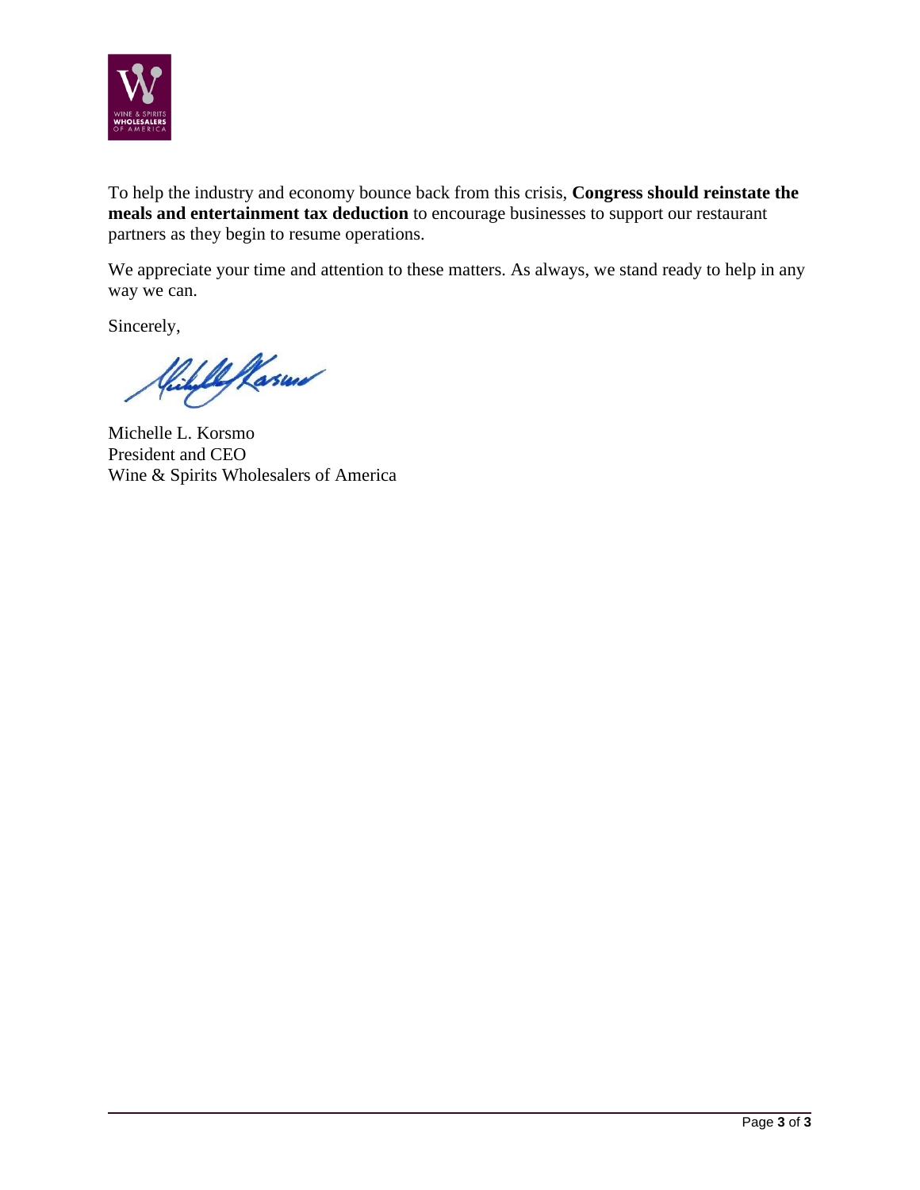To help the industry and economy bounce back from this crisis, **Congress should reinstate the meals and entertainment tax deduction** to encourage businesses to support our restaurant partners as they begin to resume operations.

We appreciate your time and attention to these matters. As always, we stand ready to help in any way we can.

Sincerely,

Michelle L. Korsmo
President and CEO
Wine & Spirits Wholesalers of America